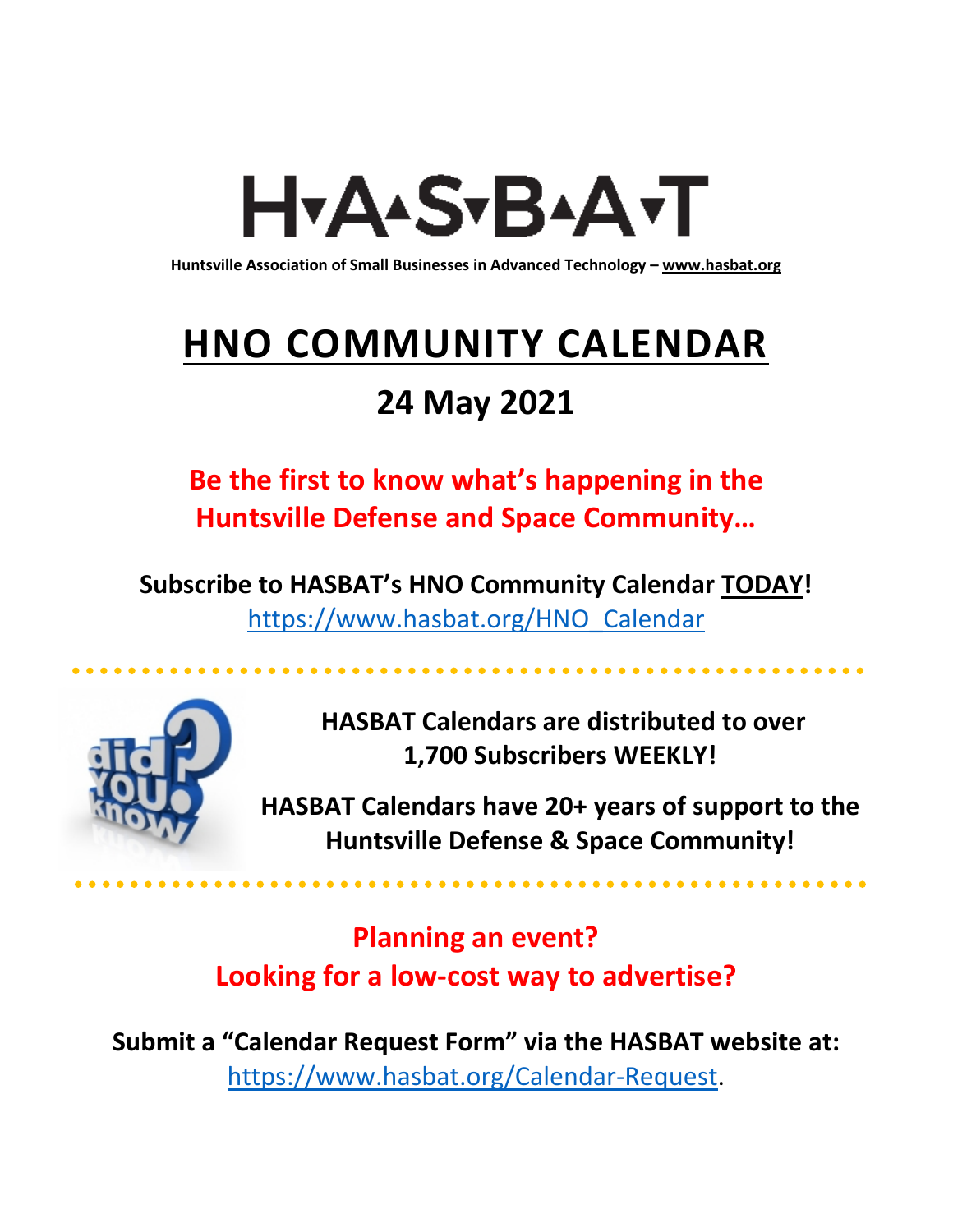# H▾A▴S▾B▴A▾T

**Huntsville Association of Small Businesses in Advanced Technology – www.hasbat.org**

# HNO COMMUNITY CALENDAR

## 24 May 2021

**Be the first to know what's happening in the Huntsville Defense and Space Community…**

**Subscribe to HASBAT's HNO Community Calendar TODAY!**
https://www.hasbat.org/HNO_Calendar

**HASBAT Calendars are distributed to over 1,700 Subscribers WEEKLY!**

**HASBAT Calendars have 20+ years of support to the Huntsville Defense & Space Community!**

**Planning an event?**
**Looking for a low-cost way to advertise?**

**Submit a "Calendar Request Form" via the HASBAT website at:**
https://www.hasbat.org/Calendar-Request.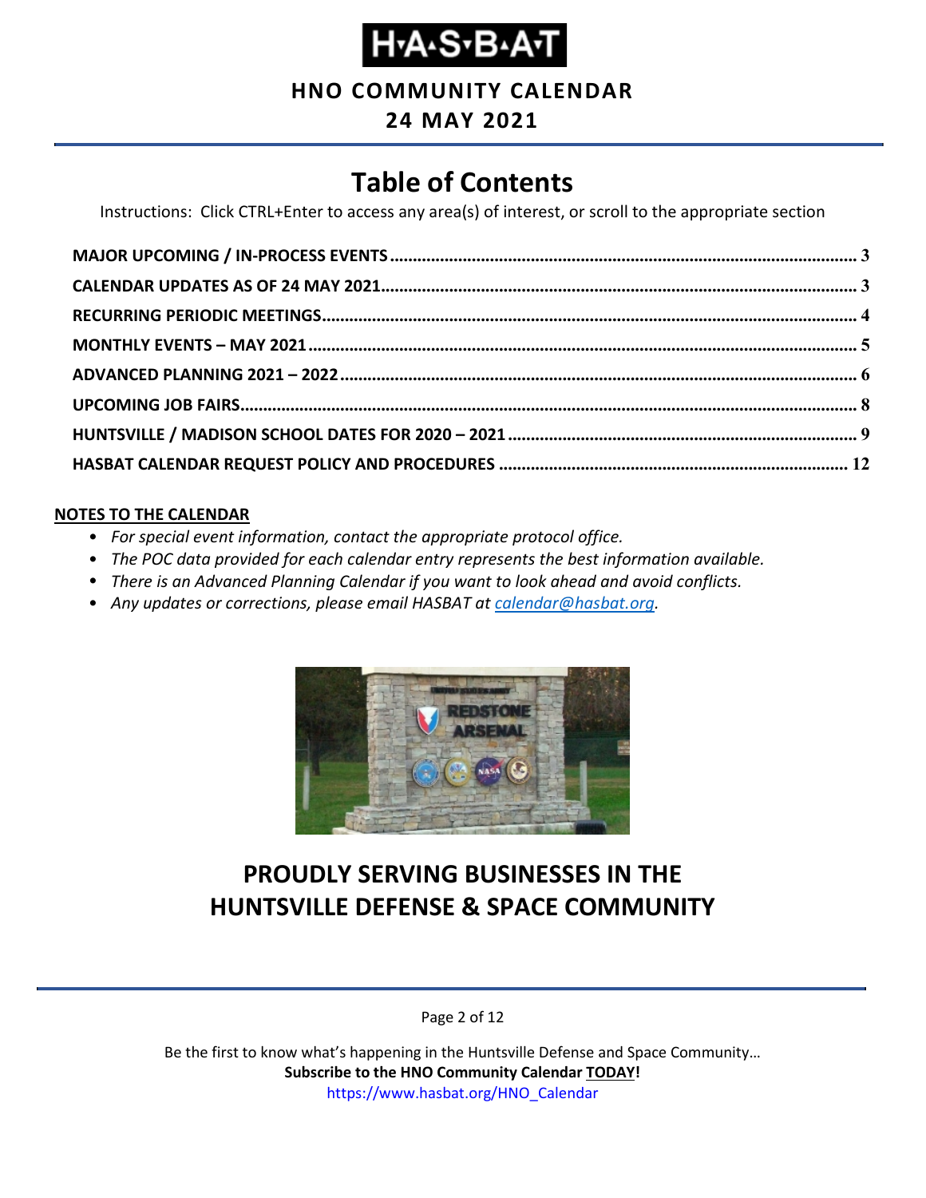# H·A·S·B·A·T

**HNO COMMUNITY CALENDAR**

**24 MAY 2021**

## Table of Contents

Instructions: Click CTRL+Enter to access any area(s) of interest, or scroll to the appropriate section

| | |
|---|---|
| **MAJOR UPCOMING / IN-PROCESS EVENTS** | **3** |
| **CALENDAR UPDATES AS OF 24 MAY 2021** | **3** |
| **RECURRING PERIODIC MEETINGS** | **4** |
| **MONTHLY EVENTS – MAY 2021** | **5** |
| **ADVANCED PLANNING 2021 – 2022** | **6** |
| **UPCOMING JOB FAIRS** | **8** |
| **HUNTSVILLE / MADISON SCHOOL DATES FOR 2020 – 2021** | **9** |
| **HASBAT CALENDAR REQUEST POLICY AND PROCEDURES** | **12** |

**NOTES TO THE CALENDAR**

- *For special event information, contact the appropriate protocol office.*
- *The POC data provided for each calendar entry represents the best information available.*
- *There is an Advanced Planning Calendar if you want to look ahead and avoid conflicts.*
- *Any updates or corrections, please email HASBAT at calendar@hasbat.org.*

## PROUDLY SERVING BUSINESSES IN THE HUNTSVILLE DEFENSE & SPACE COMMUNITY

Be the first to know what's happening in the Huntsville Defense and Space Community…
**Subscribe to the HNO Community Calendar TODAY!**
https://www.hasbat.org/HNO_Calendar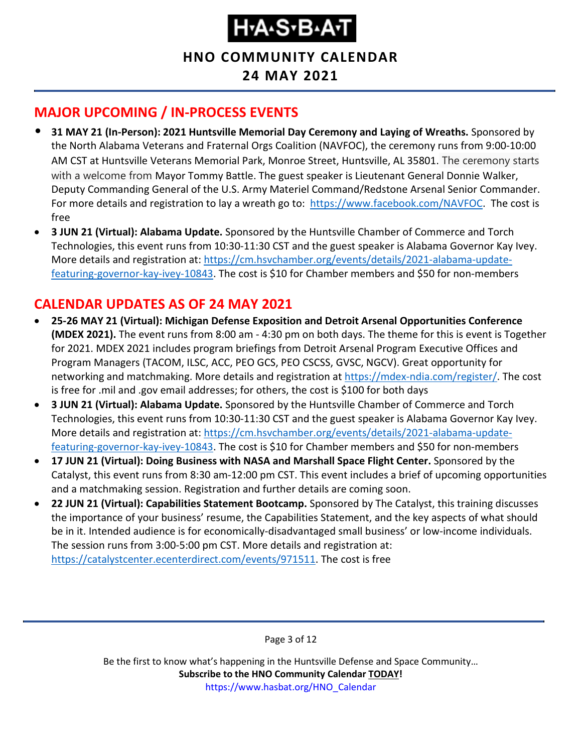# H·A·S·B·A·T

**HNO COMMUNITY CALENDAR**

**24 MAY 2021**

## MAJOR UPCOMING / IN-PROCESS EVENTS

- **31 MAY 21 (In-Person): 2021 Huntsville Memorial Day Ceremony and Laying of Wreaths.** Sponsored by the North Alabama Veterans and Fraternal Orgs Coalition (NAVFOC), the ceremony runs from 9:00-10:00 AM CST at Huntsville Veterans Memorial Park, Monroe Street, Huntsville, AL 35801. The ceremony starts with a welcome from Mayor Tommy Battle. The guest speaker is Lieutenant General Donnie Walker, Deputy Commanding General of the U.S. Army Materiel Command/Redstone Arsenal Senior Commander. For more details and registration to lay a wreath go to: https://www.facebook.com/NAVFOC. The cost is free
- **3 JUN 21 (Virtual): Alabama Update.** Sponsored by the Huntsville Chamber of Commerce and Torch Technologies, this event runs from 10:30-11:30 CST and the guest speaker is Alabama Governor Kay Ivey. More details and registration at: https://cm.hsvchamber.org/events/details/2021-alabama-update-featuring-governor-kay-ivey-10843. The cost is $10 for Chamber members and $50 for non-members

## CALENDAR UPDATES AS OF 24 MAY 2021

- **25-26 MAY 21 (Virtual): Michigan Defense Exposition and Detroit Arsenal Opportunities Conference (MDEX 2021).** The event runs from 8:00 am - 4:30 pm on both days. The theme for this is event is Together for 2021. MDEX 2021 includes program briefings from Detroit Arsenal Program Executive Offices and Program Managers (TACOM, ILSC, ACC, PEO GCS, PEO CSCSS, GVSC, NGCV). Great opportunity for networking and matchmaking. More details and registration at https://mdex-ndia.com/register/. The cost is free for .mil and .gov email addresses; for others, the cost is $100 for both days
- **3 JUN 21 (Virtual): Alabama Update.** Sponsored by the Huntsville Chamber of Commerce and Torch Technologies, this event runs from 10:30-11:30 CST and the guest speaker is Alabama Governor Kay Ivey. More details and registration at: https://cm.hsvchamber.org/events/details/2021-alabama-update-featuring-governor-kay-ivey-10843. The cost is $10 for Chamber members and $50 for non-members
- **17 JUN 21 (Virtual): Doing Business with NASA and Marshall Space Flight Center.** Sponsored by the Catalyst, this event runs from 8:30 am-12:00 pm CST. This event includes a brief of upcoming opportunities and a matchmaking session. Registration and further details are coming soon.
- **22 JUN 21 (Virtual): Capabilities Statement Bootcamp.** Sponsored by The Catalyst, this training discusses the importance of your business' resume, the Capabilities Statement, and the key aspects of what should be in it. Intended audience is for economically-disadvantaged small business' or low-income individuals. The session runs from 3:00-5:00 pm CST. More details and registration at: https://catalystcenter.ecenterdirect.com/events/971511. The cost is free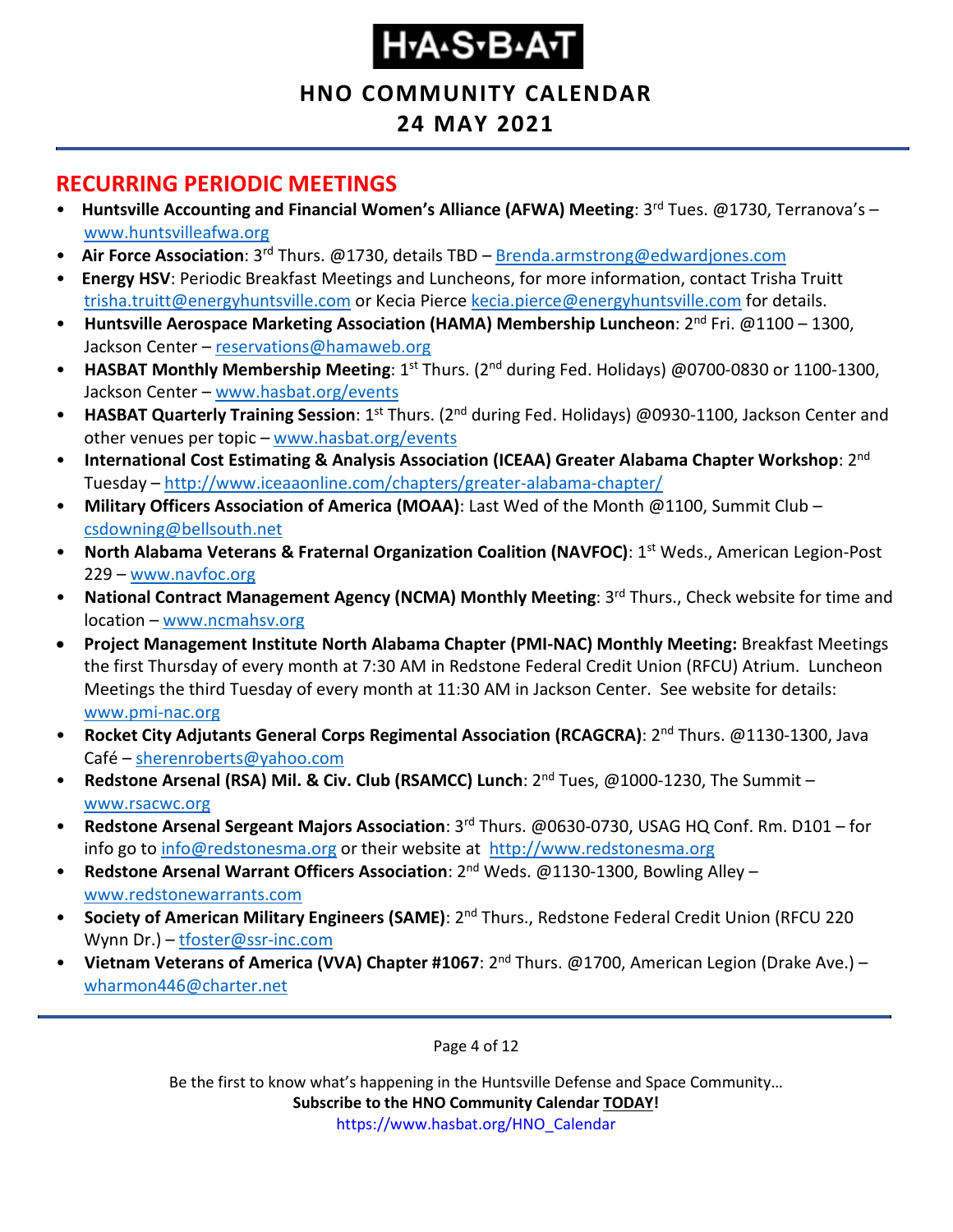## RECURRING PERIODIC MEETINGS

- **Huntsville Accounting and Financial Women's Alliance (AFWA) Meeting**: 3rd Tues. @1730, Terranova's – www.huntsvilleafwa.org
- **Air Force Association**: 3rd Thurs. @1730, details TBD – Brenda.armstrong@edwardjones.com
- **Energy HSV**: Periodic Breakfast Meetings and Luncheons, for more information, contact Trisha Truitt trisha.truitt@energyhuntsville.com or Kecia Pierce kecia.pierce@energyhuntsville.com for details.
- **Huntsville Aerospace Marketing Association (HAMA) Membership Luncheon**: 2nd Fri. @1100 – 1300, Jackson Center – reservations@hamaweb.org
- **HASBAT Monthly Membership Meeting**: 1st Thurs. (2nd during Fed. Holidays) @0700-0830 or 1100-1300, Jackson Center – www.hasbat.org/events
- **HASBAT Quarterly Training Session**: 1st Thurs. (2nd during Fed. Holidays) @0930-1100, Jackson Center and other venues per topic – www.hasbat.org/events
- **International Cost Estimating & Analysis Association (ICEAA) Greater Alabama Chapter Workshop**: 2nd Tuesday – http://www.iceaaonline.com/chapters/greater-alabama-chapter/
- **Military Officers Association of America (MOAA)**: Last Wed of the Month @1100, Summit Club – csdowning@bellsouth.net
- **North Alabama Veterans & Fraternal Organization Coalition (NAVFOC)**: 1st Weds., American Legion-Post 229 – www.navfoc.org
- **National Contract Management Agency (NCMA) Monthly Meeting**: 3rd Thurs., Check website for time and location – www.ncmahsv.org
- **Project Management Institute North Alabama Chapter (PMI-NAC) Monthly Meeting:** Breakfast Meetings the first Thursday of every month at 7:30 AM in Redstone Federal Credit Union (RFCU) Atrium. Luncheon Meetings the third Tuesday of every month at 11:30 AM in Jackson Center. See website for details: www.pmi-nac.org
- **Rocket City Adjutants General Corps Regimental Association (RCAGCRA)**: 2nd Thurs. @1130-1300, Java Café – sherenroberts@yahoo.com
- **Redstone Arsenal (RSA) Mil. & Civ. Club (RSAMCC) Lunch**: 2nd Tues, @1000-1230, The Summit – www.rsacwc.org
- **Redstone Arsenal Sergeant Majors Association**: 3rd Thurs. @0630-0730, USAG HQ Conf. Rm. D101 – for info go to info@redstonesma.org or their website at http://www.redstonesma.org
- **Redstone Arsenal Warrant Officers Association**: 2nd Weds. @1130-1300, Bowling Alley – www.redstonewarrants.com
- **Society of American Military Engineers (SAME)**: 2nd Thurs., Redstone Federal Credit Union (RFCU 220 Wynn Dr.) – tfoster@ssr-inc.com
- **Vietnam Veterans of America (VVA) Chapter #1067**: 2nd Thurs. @1700, American Legion (Drake Ave.) – wharmon446@charter.net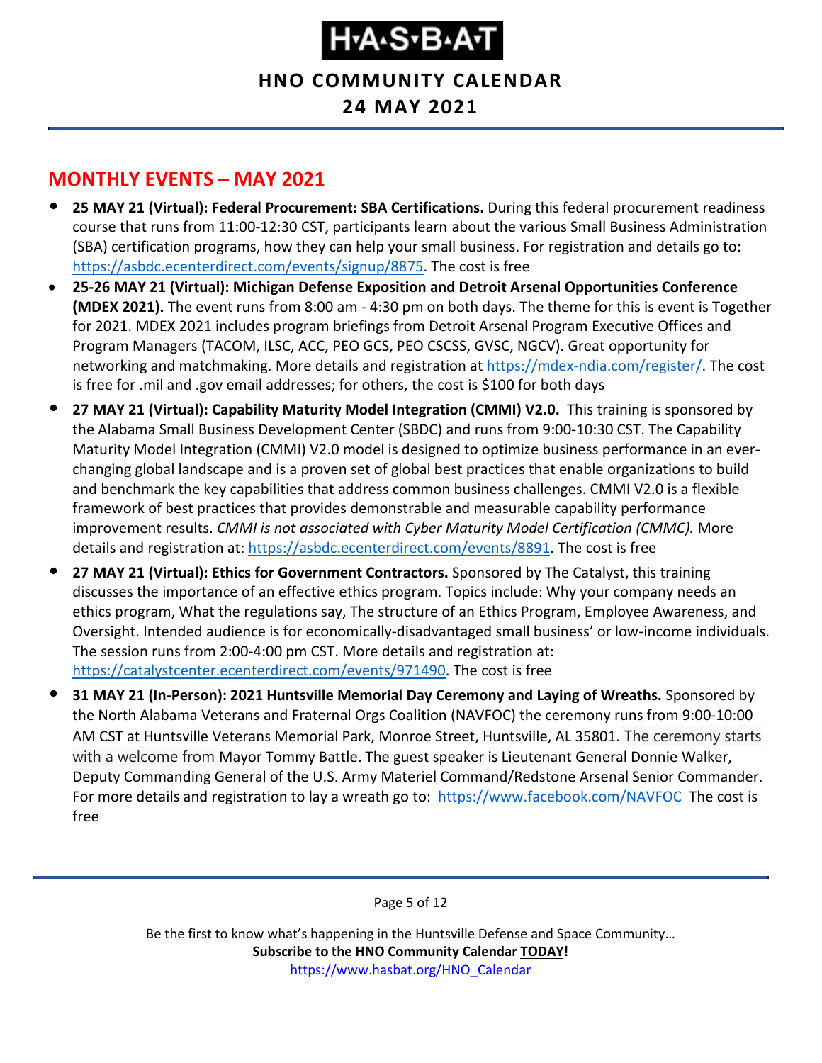## MONTHLY EVENTS – MAY 2021

- **25 MAY 21 (Virtual): Federal Procurement: SBA Certifications.** During this federal procurement readiness course that runs from 11:00-12:30 CST, participants learn about the various Small Business Administration (SBA) certification programs, how they can help your small business. For registration and details go to: https://asbdc.ecenterdirect.com/events/signup/8875. The cost is free
- **25-26 MAY 21 (Virtual): Michigan Defense Exposition and Detroit Arsenal Opportunities Conference (MDEX 2021).** The event runs from 8:00 am - 4:30 pm on both days. The theme for this is event is Together for 2021. MDEX 2021 includes program briefings from Detroit Arsenal Program Executive Offices and Program Managers (TACOM, ILSC, ACC, PEO GCS, PEO CSCSS, GVSC, NGCV). Great opportunity for networking and matchmaking. More details and registration at https://mdex-ndia.com/register/. The cost is free for .mil and .gov email addresses; for others, the cost is $100 for both days
- **27 MAY 21 (Virtual): Capability Maturity Model Integration (CMMI) V2.0.** This training is sponsored by the Alabama Small Business Development Center (SBDC) and runs from 9:00-10:30 CST. The Capability Maturity Model Integration (CMMI) V2.0 model is designed to optimize business performance in an ever-changing global landscape and is a proven set of global best practices that enable organizations to build and benchmark the key capabilities that address common business challenges. CMMI V2.0 is a flexible framework of best practices that provides demonstrable and measurable capability performance improvement results. *CMMI is not associated with Cyber Maturity Model Certification (CMMC).* More details and registration at: https://asbdc.ecenterdirect.com/events/8891. The cost is free
- **27 MAY 21 (Virtual): Ethics for Government Contractors.** Sponsored by The Catalyst, this training discusses the importance of an effective ethics program. Topics include: Why your company needs an ethics program, What the regulations say, The structure of an Ethics Program, Employee Awareness, and Oversight. Intended audience is for economically-disadvantaged small business' or low-income individuals. The session runs from 2:00-4:00 pm CST. More details and registration at: https://catalystcenter.ecenterdirect.com/events/971490. The cost is free
- **31 MAY 21 (In-Person): 2021 Huntsville Memorial Day Ceremony and Laying of Wreaths.** Sponsored by the North Alabama Veterans and Fraternal Orgs Coalition (NAVFOC) the ceremony runs from 9:00-10:00 AM CST at Huntsville Veterans Memorial Park, Monroe Street, Huntsville, AL 35801. The ceremony starts with a welcome from Mayor Tommy Battle. The guest speaker is Lieutenant General Donnie Walker, Deputy Commanding General of the U.S. Army Materiel Command/Redstone Arsenal Senior Commander. For more details and registration to lay a wreath go to: https://www.facebook.com/NAVFOC The cost is free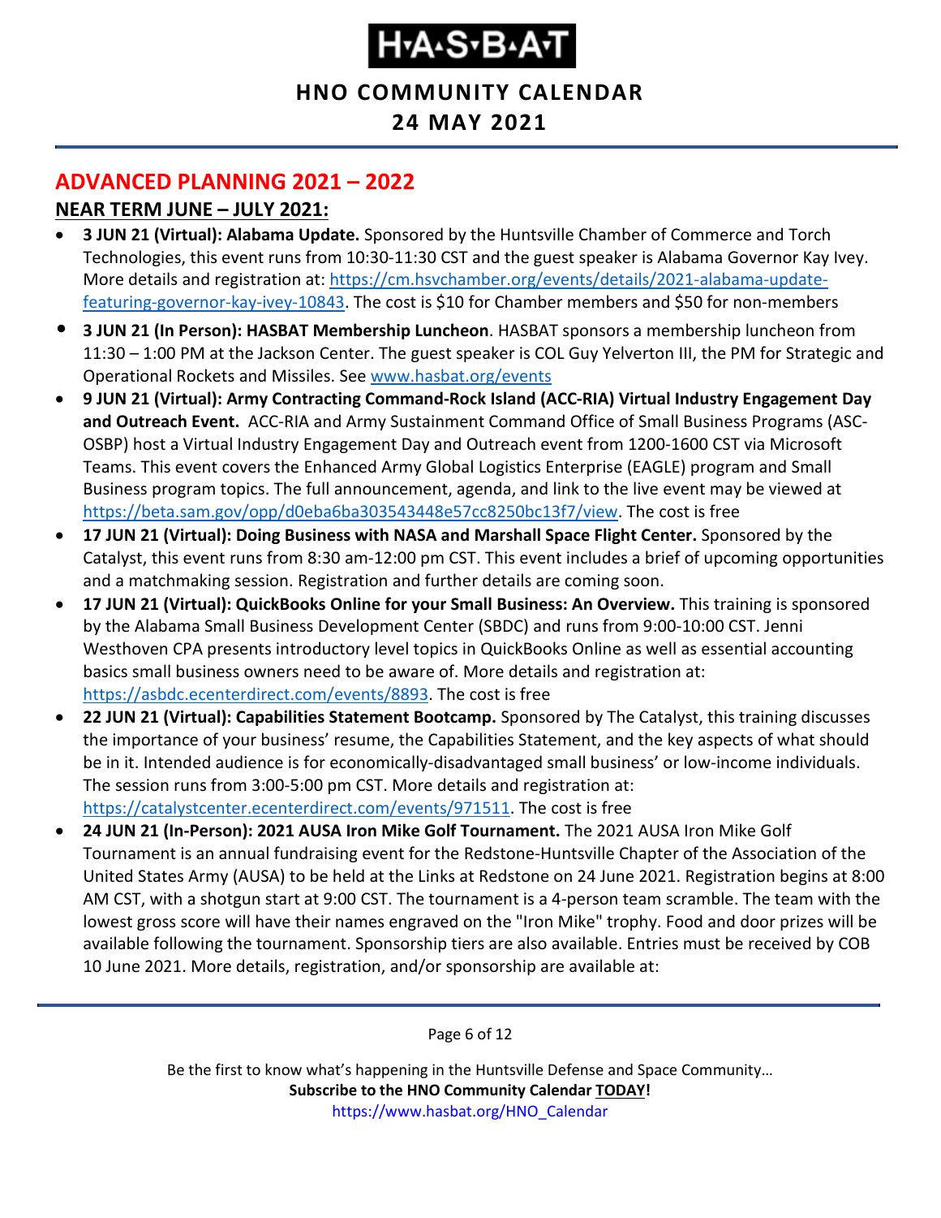## ADVANCED PLANNING 2021 – 2022

### NEAR TERM JUNE – JULY 2021:

- **3 JUN 21 (Virtual): Alabama Update.** Sponsored by the Huntsville Chamber of Commerce and Torch Technologies, this event runs from 10:30-11:30 CST and the guest speaker is Alabama Governor Kay Ivey. More details and registration at: https://cm.hsvchamber.org/events/details/2021-alabama-update-featuring-governor-kay-ivey-10843. The cost is $10 for Chamber members and $50 for non-members
- **3 JUN 21 (In Person): HASBAT Membership Luncheon**. HASBAT sponsors a membership luncheon from 11:30 – 1:00 PM at the Jackson Center. The guest speaker is COL Guy Yelverton III, the PM for Strategic and Operational Rockets and Missiles. See www.hasbat.org/events
- **9 JUN 21 (Virtual): Army Contracting Command-Rock Island (ACC-RIA) Virtual Industry Engagement Day and Outreach Event.** ACC-RIA and Army Sustainment Command Office of Small Business Programs (ASC-OSBP) host a Virtual Industry Engagement Day and Outreach event from 1200-1600 CST via Microsoft Teams. This event covers the Enhanced Army Global Logistics Enterprise (EAGLE) program and Small Business program topics. The full announcement, agenda, and link to the live event may be viewed at https://beta.sam.gov/opp/d0eba6ba303543448e57cc8250bc13f7/view. The cost is free
- **17 JUN 21 (Virtual): Doing Business with NASA and Marshall Space Flight Center.** Sponsored by the Catalyst, this event runs from 8:30 am-12:00 pm CST. This event includes a brief of upcoming opportunities and a matchmaking session. Registration and further details are coming soon.
- **17 JUN 21 (Virtual): QuickBooks Online for your Small Business: An Overview.** This training is sponsored by the Alabama Small Business Development Center (SBDC) and runs from 9:00-10:00 CST. Jenni Westhoven CPA presents introductory level topics in QuickBooks Online as well as essential accounting basics small business owners need to be aware of. More details and registration at: https://asbdc.ecenterdirect.com/events/8893. The cost is free
- **22 JUN 21 (Virtual): Capabilities Statement Bootcamp.** Sponsored by The Catalyst, this training discusses the importance of your business' resume, the Capabilities Statement, and the key aspects of what should be in it. Intended audience is for economically-disadvantaged small business' or low-income individuals. The session runs from 3:00-5:00 pm CST. More details and registration at: https://catalystcenter.ecenterdirect.com/events/971511. The cost is free
- **24 JUN 21 (In-Person): 2021 AUSA Iron Mike Golf Tournament.** The 2021 AUSA Iron Mike Golf Tournament is an annual fundraising event for the Redstone-Huntsville Chapter of the Association of the United States Army (AUSA) to be held at the Links at Redstone on 24 June 2021. Registration begins at 8:00 AM CST, with a shotgun start at 9:00 CST. The tournament is a 4-person team scramble. The team with the lowest gross score will have their names engraved on the "Iron Mike" trophy. Food and door prizes will be available following the tournament. Sponsorship tiers are also available. Entries must be received by COB 10 June 2021. More details, registration, and/or sponsorship are available at: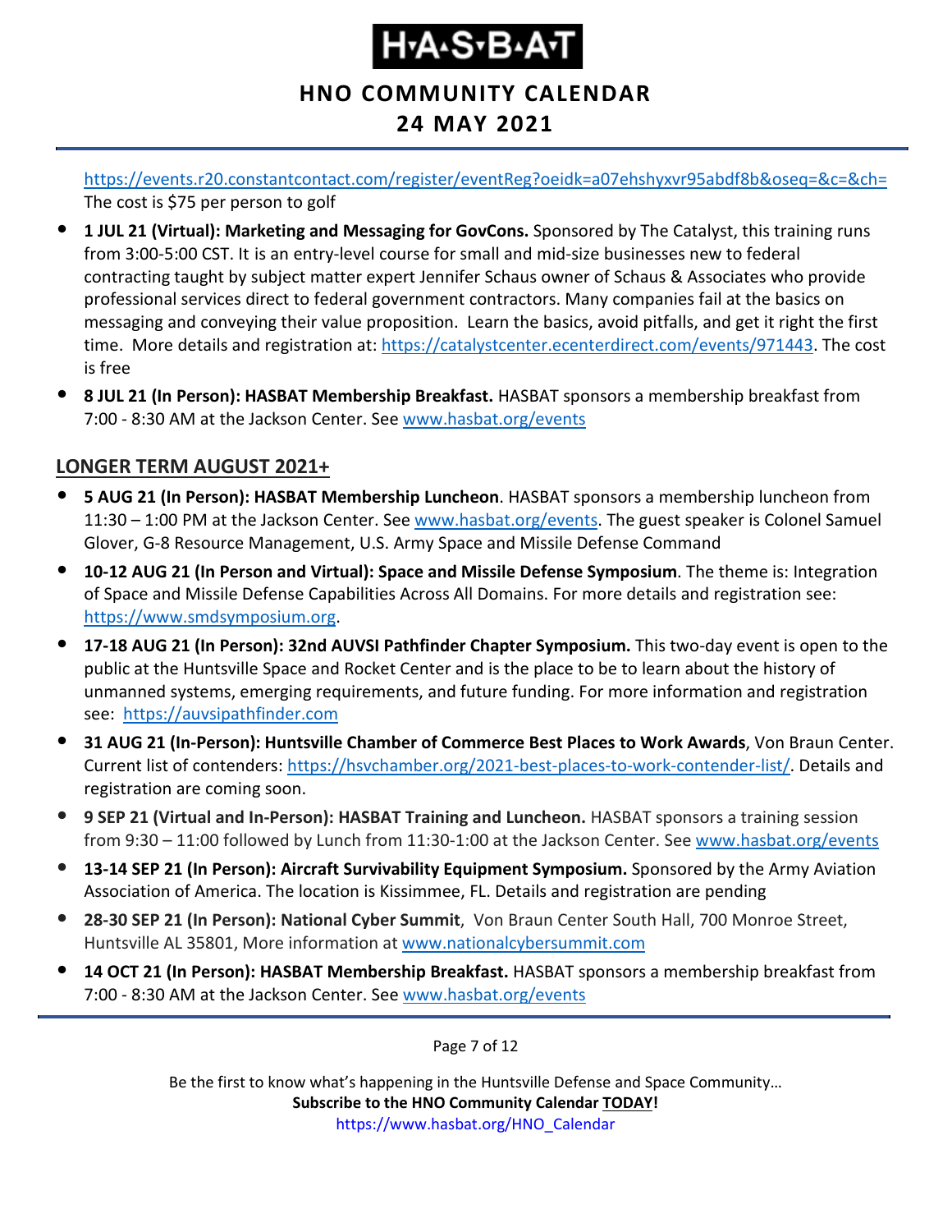https://events.r20.constantcontact.com/register/eventReg?oeidk=a07ehshyxvr95abdf8b&oseq=&c=&ch=
The cost is $75 per person to golf

- **1 JUL 21 (Virtual): Marketing and Messaging for GovCons.** Sponsored by The Catalyst, this training runs from 3:00-5:00 CST. It is an entry-level course for small and mid-size businesses new to federal contracting taught by subject matter expert Jennifer Schaus owner of Schaus & Associates who provide professional services direct to federal government contractors. Many companies fail at the basics on messaging and conveying their value proposition. Learn the basics, avoid pitfalls, and get it right the first time. More details and registration at: https://catalystcenter.ecenterdirect.com/events/971443. The cost is free
- **8 JUL 21 (In Person): HASBAT Membership Breakfast.** HASBAT sponsors a membership breakfast from 7:00 - 8:30 AM at the Jackson Center. See www.hasbat.org/events

## LONGER TERM AUGUST 2021+

- **5 AUG 21 (In Person): HASBAT Membership Luncheon**. HASBAT sponsors a membership luncheon from 11:30 – 1:00 PM at the Jackson Center. See www.hasbat.org/events. The guest speaker is Colonel Samuel Glover, G-8 Resource Management, U.S. Army Space and Missile Defense Command
- **10-12 AUG 21 (In Person and Virtual): Space and Missile Defense Symposium**. The theme is: Integration of Space and Missile Defense Capabilities Across All Domains. For more details and registration see: https://www.smdsymposium.org.
- **17-18 AUG 21 (In Person): 32nd AUVSI Pathfinder Chapter Symposium.** This two-day event is open to the public at the Huntsville Space and Rocket Center and is the place to be to learn about the history of unmanned systems, emerging requirements, and future funding. For more information and registration see: https://auvsipathfinder.com
- **31 AUG 21 (In-Person): Huntsville Chamber of Commerce Best Places to Work Awards**, Von Braun Center. Current list of contenders: https://hsvchamber.org/2021-best-places-to-work-contender-list/. Details and registration are coming soon.
- **9 SEP 21 (Virtual and In-Person): HASBAT Training and Luncheon.** HASBAT sponsors a training session from 9:30 – 11:00 followed by Lunch from 11:30-1:00 at the Jackson Center. See www.hasbat.org/events
- **13-14 SEP 21 (In Person): Aircraft Survivability Equipment Symposium.** Sponsored by the Army Aviation Association of America. The location is Kissimmee, FL. Details and registration are pending
- **28-30 SEP 21 (In Person): National Cyber Summit**, Von Braun Center South Hall, 700 Monroe Street, Huntsville AL 35801, More information at www.nationalcybersummit.com
- **14 OCT 21 (In Person): HASBAT Membership Breakfast.** HASBAT sponsors a membership breakfast from 7:00 - 8:30 AM at the Jackson Center. See www.hasbat.org/events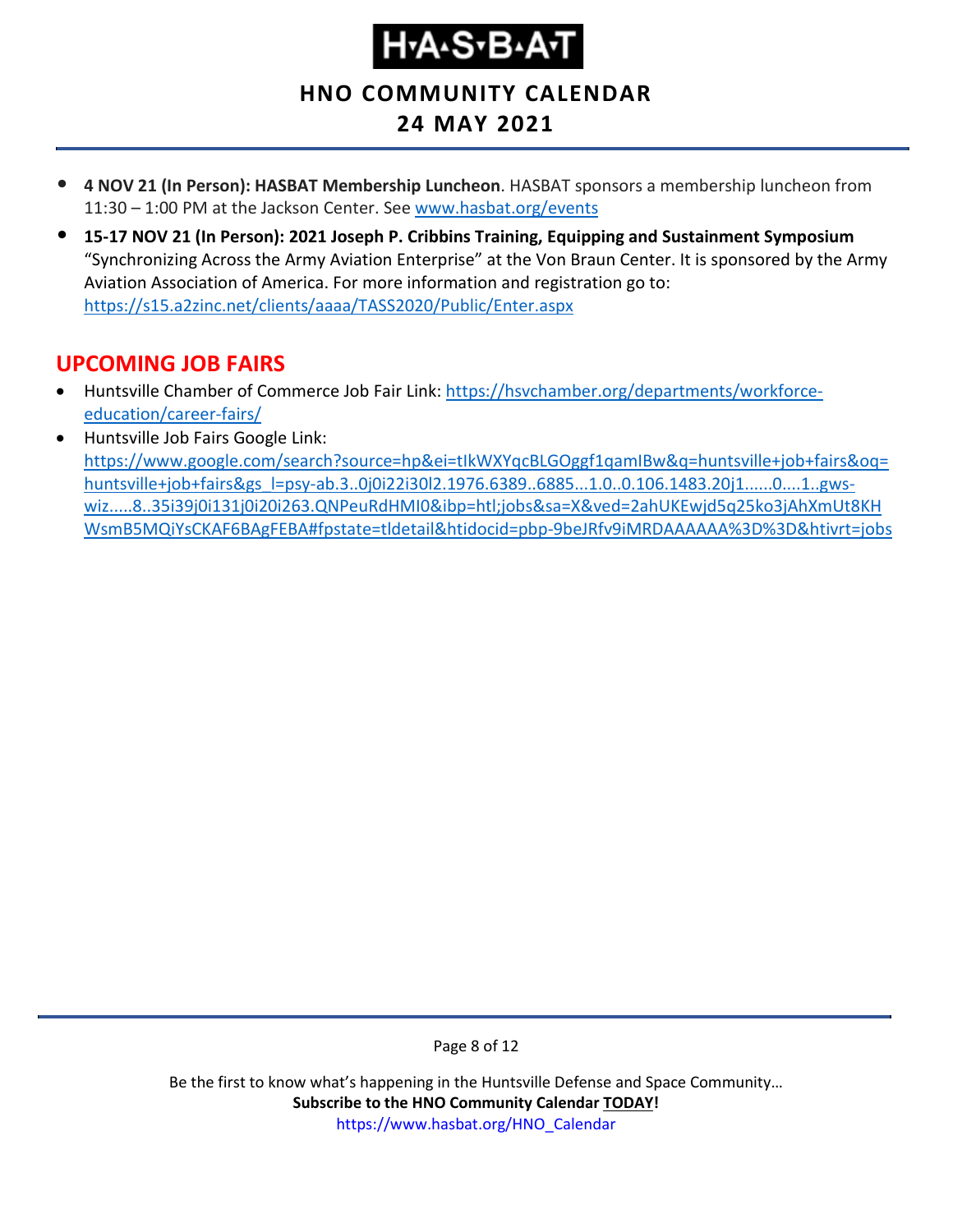- **4 NOV 21 (In Person): HASBAT Membership Luncheon**. HASBAT sponsors a membership luncheon from 11:30 – 1:00 PM at the Jackson Center. See www.hasbat.org/events
- **15-17 NOV 21 (In Person): 2021 Joseph P. Cribbins Training, Equipping and Sustainment Symposium** "Synchronizing Across the Army Aviation Enterprise" at the Von Braun Center. It is sponsored by the Army Aviation Association of America. For more information and registration go to: https://s15.a2zinc.net/clients/aaaa/TASS2020/Public/Enter.aspx

## UPCOMING JOB FAIRS

- Huntsville Chamber of Commerce Job Fair Link: https://hsvchamber.org/departments/workforce-education/career-fairs/
- Huntsville Job Fairs Google Link: https://www.google.com/search?source=hp&ei=tIkWXYqcBLGOggf1qamIBw&q=huntsville+job+fairs&oq=huntsville+job+fairs&gs_l=psy-ab.3..0j0i22i30l2.1976.6389..6885...1.0..0.106.1483.20j1......0....1..gws-wiz.....8..35i39j0i131j0i20i263.QNPeuRdHMI0&ibp=htl;jobs&sa=X&ved=2ahUKEwjd5q25ko3jAhXmUt8KHWsmB5MQiYsCKAF6BAgFEBA#fpstate=tldetail&htidocid=pbp-9beJRfv9iMRDAAAAAA%3D%3D&htivrt=jobs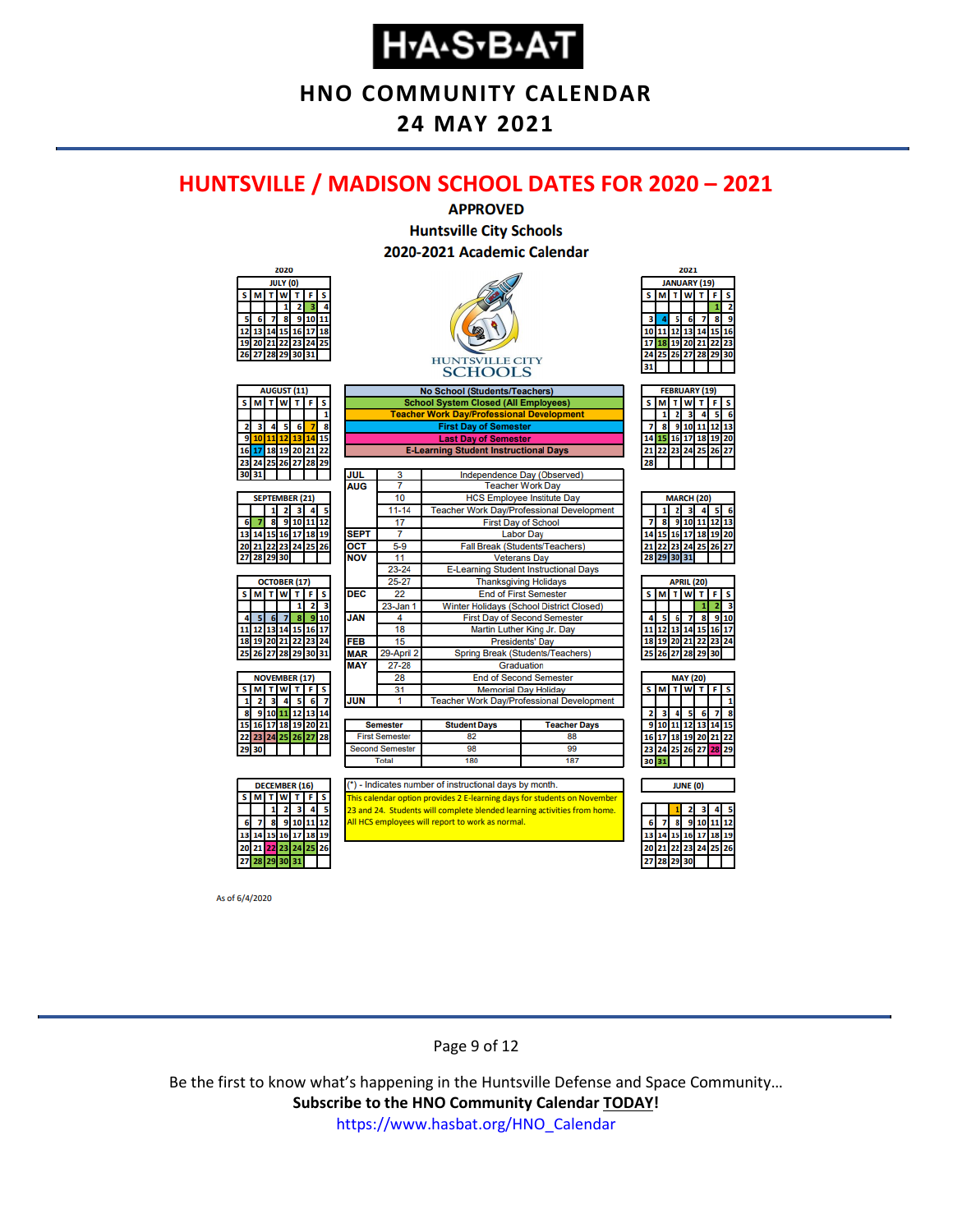# HNO COMMUNITY CALENDAR

## 24 MAY 2021

## HUNTSVILLE / MADISON SCHOOL DATES FOR 2020 – 2021

**APPROVED**
**Huntsville City Schools**
**2020-2021 Academic Calendar**

HUNTSVILLE CITY SCHOOLS

| Legend |
|---|
| No School (Students/Teachers) |
| School System Closed (All Employees) |
| Teacher Work Day/Professional Development |
| First Day of Semester |
| Last Day of Semester |
| E-Learning Student Instructional Days |

| Month | Date | Event |
|---|---|---|
| JUL | 3 | Independence Day (Observed) |
| AUG | 7 | Teacher Work Day |
| | 10 | HCS Employee Insitute Day |
| | 11-14 | Teacher Work Day/Professional Development |
| | 17 | First Day of School |
| SEPT | 7 | Labor Day |
| OCT | 5-9 | Fall Break (Students/Teachers) |
| NOV | 11 | Veterans Day |
| | 23-24 | E-Learning Student Instructional Days |
| | 25-27 | Thanksgiving Holidays |
| DEC | 22 | End of First Semester |
| | 23-Jan 1 | Winter Holidays (School District Closed) |
| JAN | 4 | First Day of Second Semester |
| | 18 | Martin Luther King Jr. Day |
| FEB | 15 | Presidents' Day |
| MAR | 29-April 2 | Spring Break (Students/Teachers) |
| MAY | 27-28 | Graduation |
| | 28 | End of Second Semester |
| | 31 | Memorial Day Holiday |
| JUN | 1 | Teacher Work Day/Professional Development |

| Semester | Student Days | Teacher Days |
|---|---|---|
| First Semester | 82 | 88 |
| Second Semester | 98 | 99 |
| Total | 180 | 187 |

(*) - Indicates number of instructional days by month.

This calendar option provides 2 E-learning days for students on November 23 and 24. Students will complete blended learning activities from home. All HCS employees will report to work as normal.

**2020**

JULY (0)

| S | M | T | W | T | F | S |
|---|---|---|---|---|---|---|
| | | | 1 | 2 | 3 | 4 |
| 5 | 6 | 7 | 8 | 9 | 10 | 11 |
| 12 | 13 | 14 | 15 | 16 | 17 | 18 |
| 19 | 20 | 21 | 22 | 23 | 24 | 25 |
| 26 | 27 | 28 | 29 | 30 | 31 | |

AUGUST (11)

| S | M | T | W | T | F | S |
|---|---|---|---|---|---|---|
| | | | | | | 1 |
| 2 | 3 | 4 | 5 | 6 | 7 | 8 |
| 9 | 10 | 11 | 12 | 13 | 14 | 15 |
| 16 | 17 | 18 | 19 | 20 | 21 | 22 |
| 23 | 24 | 25 | 26 | 27 | 28 | 29 |
| 30 | 31 | | | | | |

SEPTEMBER (21)

| S | M | T | W | T | F | S |
|---|---|---|---|---|---|---|
| | | 1 | 2 | 3 | 4 | 5 |
| 6 | 7 | 8 | 9 | 10 | 11 | 12 |
| 13 | 14 | 15 | 16 | 17 | 18 | 19 |
| 20 | 21 | 22 | 23 | 24 | 25 | 26 |
| 27 | 28 | 29 | 30 | | | |

OCTOBER (17)

| S | M | T | W | T | F | S |
|---|---|---|---|---|---|---|
| | | | | 1 | 2 | 3 |
| 4 | 5 | 6 | 7 | 8 | 9 | 10 |
| 11 | 12 | 13 | 14 | 15 | 16 | 17 |
| 18 | 19 | 20 | 21 | 22 | 23 | 24 |
| 25 | 26 | 27 | 28 | 29 | 30 | 31 |

NOVEMBER (17)

| S | M | T | W | T | F | S |
|---|---|---|---|---|---|---|
| 1 | 2 | 3 | 4 | 5 | 6 | 7 |
| 8 | 9 | 10 | 11 | 12 | 13 | 14 |
| 15 | 16 | 17 | 18 | 19 | 20 | 21 |
| 22 | 23 | 24 | 25 | 26 | 27 | 28 |
| 29 | 30 | | | | | |

DECEMBER (16)

| S | M | T | W | T | F | S |
|---|---|---|---|---|---|---|
| | | 1 | 2 | 3 | 4 | 5 |
| 6 | 7 | 8 | 9 | 10 | 11 | 12 |
| 13 | 14 | 15 | 16 | 17 | 18 | 19 |
| 20 | 21 | 22 | 23 | 24 | 25 | 26 |
| 27 | 28 | 29 | 30 | 31 | | |

**2021**

JANUARY (19)

| S | M | T | W | T | F | S |
|---|---|---|---|---|---|---|
| | | | | | 1 | 2 |
| 3 | 4 | 5 | 6 | 7 | 8 | 9 |
| 10 | 11 | 12 | 13 | 14 | 15 | 16 |
| 17 | 18 | 19 | 20 | 21 | 22 | 23 |
| 24 | 25 | 26 | 27 | 28 | 29 | 30 |
| 31 | | | | | | |

FEBRUARY (19)

| S | M | T | W | T | F | S |
|---|---|---|---|---|---|---|
| | 1 | 2 | 3 | 4 | 5 | 6 |
| 7 | 8 | 9 | 10 | 11 | 12 | 13 |
| 14 | 15 | 16 | 17 | 18 | 19 | 20 |
| 21 | 22 | 23 | 24 | 25 | 26 | 27 |
| 28 | | | | | | |

MARCH (20)

| S | M | T | W | T | F | S |
|---|---|---|---|---|---|---|
| | 1 | 2 | 3 | 4 | 5 | 6 |
| 7 | 8 | 9 | 10 | 11 | 12 | 13 |
| 14 | 15 | 16 | 17 | 18 | 19 | 20 |
| 21 | 22 | 23 | 24 | 25 | 26 | 27 |
| 28 | 29 | 30 | 31 | | | |

APRIL (20)

| S | M | T | W | T | F | S |
|---|---|---|---|---|---|---|
| | | | | 1 | 2 | 3 |
| 4 | 5 | 6 | 7 | 8 | 9 | 10 |
| 11 | 12 | 13 | 14 | 15 | 16 | 17 |
| 18 | 19 | 20 | 21 | 22 | 23 | 24 |
| 25 | 26 | 27 | 28 | 29 | 30 | |

MAY (20)

| S | M | T | W | T | F | S |
|---|---|---|---|---|---|---|
| | | | | | | 1 |
| 2 | 3 | 4 | 5 | 6 | 7 | 8 |
| 9 | 10 | 11 | 12 | 13 | 14 | 15 |
| 16 | 17 | 18 | 19 | 20 | 21 | 22 |
| 23 | 24 | 25 | 26 | 27 | 28 | 29 |
| 30 | 31 | | | | | |

JUNE (0)

| S | M | T | W | T | F | S |
|---|---|---|---|---|---|---|
| | | 1 | 2 | 3 | 4 | 5 |
| 6 | 7 | 8 | 9 | 10 | 11 | 12 |
| 13 | 14 | 15 | 16 | 17 | 18 | 19 |
| 20 | 21 | 22 | 23 | 24 | 25 | 26 |
| 27 | 28 | 29 | 30 | | | |

As of 6/4/2020

Be the first to know what's happening in the Huntsville Defense and Space Community…
**Subscribe to the HNO Community Calendar TODAY!**
https://www.hasbat.org/HNO_Calendar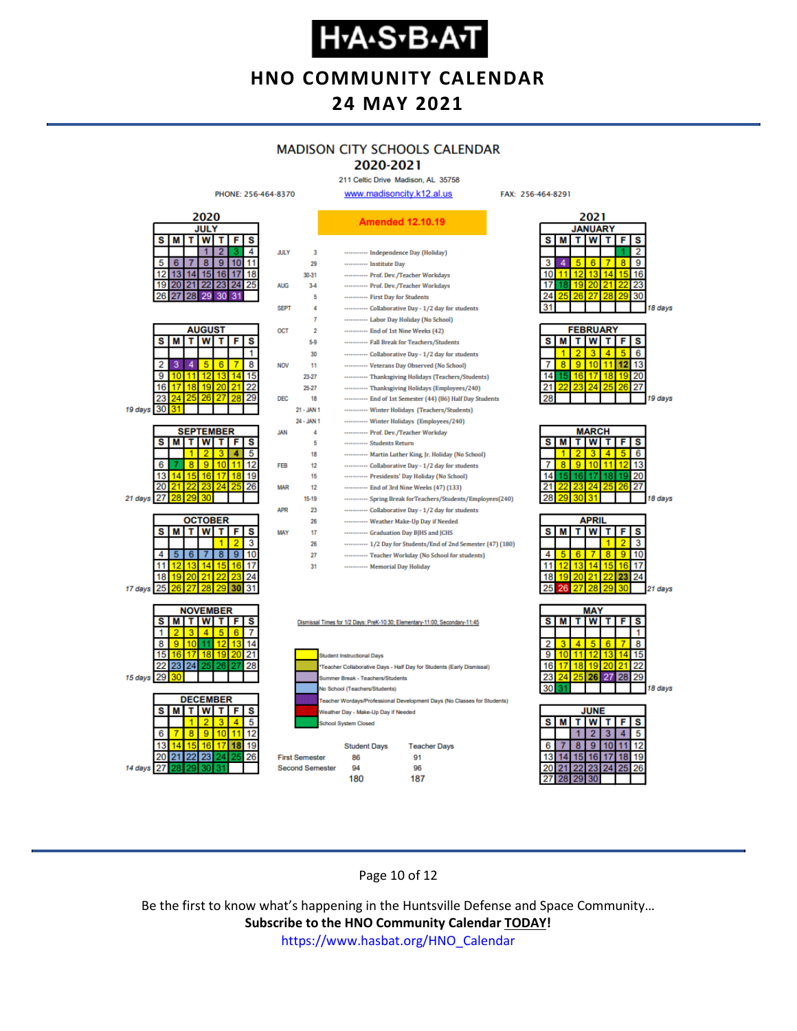# HNO COMMUNITY CALENDAR

## 24 MAY 2021

### MADISON CITY SCHOOLS CALENDAR
### 2020-2021

211 Celtic Drive Madison, AL 35758

PHONE: 256-464-8370 www.madisoncity.k12.al.us FAX: 256-464-8291

**Amended 12.10.19**

| Month | Date | Event |
|---|---|---|
| JULY | 3 | Independence Day (Holiday) |
| | 29 | Institute Day |
| | 30-31 | Prof. Dev./Teacher Workdays |
| AUG | 3-4 | Prof. Dev./Teacher Workdays |
| | 5 | First Day for Students |
| SEPT | 4 | Collaborative Day - 1/2 day for students |
| | 7 | Labor Day Holiday (No School) |
| OCT | 2 | End of 1st Nine Weeks (42) |
| | 5-9 | Fall Break for Teachers/Students |
| | 30 | Collaborative Day - 1/2 day for students |
| NOV | 11 | Veterans Day Observed (No School) |
| | 23-27 | Thanksgiving Holidays (Teachers/Students) |
| | 25-27 | Thanksgiving Holidays (Employees/240) |
| DEC | 18 | End of 1st Semester (44) (86) Half Day Students |
| | 21 - JAN 1 | Winter Holidays (Teachers/Students) |
| | 24 - JAN 1 | Winter Holidays (Employees/240) |
| JAN | 4 | Prof. Dev./Teacher Workday |
| | 5 | Students Return |
| | 18 | Martin Luther King, Jr. Holiday (No School) |
| FEB | 12 | Collaborative Day - 1/2 day for students |
| | 15 | Presidents' Day Holiday (No School) |
| MAR | 12 | End of 3rd Nine Weeks (47) (133) |
| | 15-19 | Spring Break for Teachers/Students/Employees(240) |
| APR | 23 | Collaborative Day - 1/2 day for students |
| | 26 | Weather Make-Up Day if Needed |
| MAY | 17 | Graduation Day BJHS and JCHS |
| | 26 | 1/2 Day for Students/End of 2nd Semester (47) (180) |
| | 27 | Teacher Workday (No School for students) |
| | 31 | Memorial Day Holiday |

Dismissal Times for 1/2 Days: PreK-10:30; Elementary-11:00; Secondary-11:45

Legend:
- Student Instructional Days
- Teacher Collaborative Days - Half Day for Students (Early Dismissal)
- Summer Break - Teachers/Students
- No School (Teachers/Students)
- Teacher Wordays/Professional Development Days (No Classes for Students)
- Weather Day - Make-Up Day if Needed
- School System Closed

| | Student Days | Teacher Days |
|---|---|---|
| First Semester | 86 | 91 |
| Second Semester | 94 | 96 |
| | 180 | 187 |

Student days per month: August 19 days; September 21 days; October 17 days; November 15 days; December 14 days; January 18 days; February 19 days; March 18 days; April 21 days; May 18 days.

Be the first to know what's happening in the Huntsville Defense and Space Community…

**Subscribe to the HNO Community Calendar TODAY!**

https://www.hasbat.org/HNO_Calendar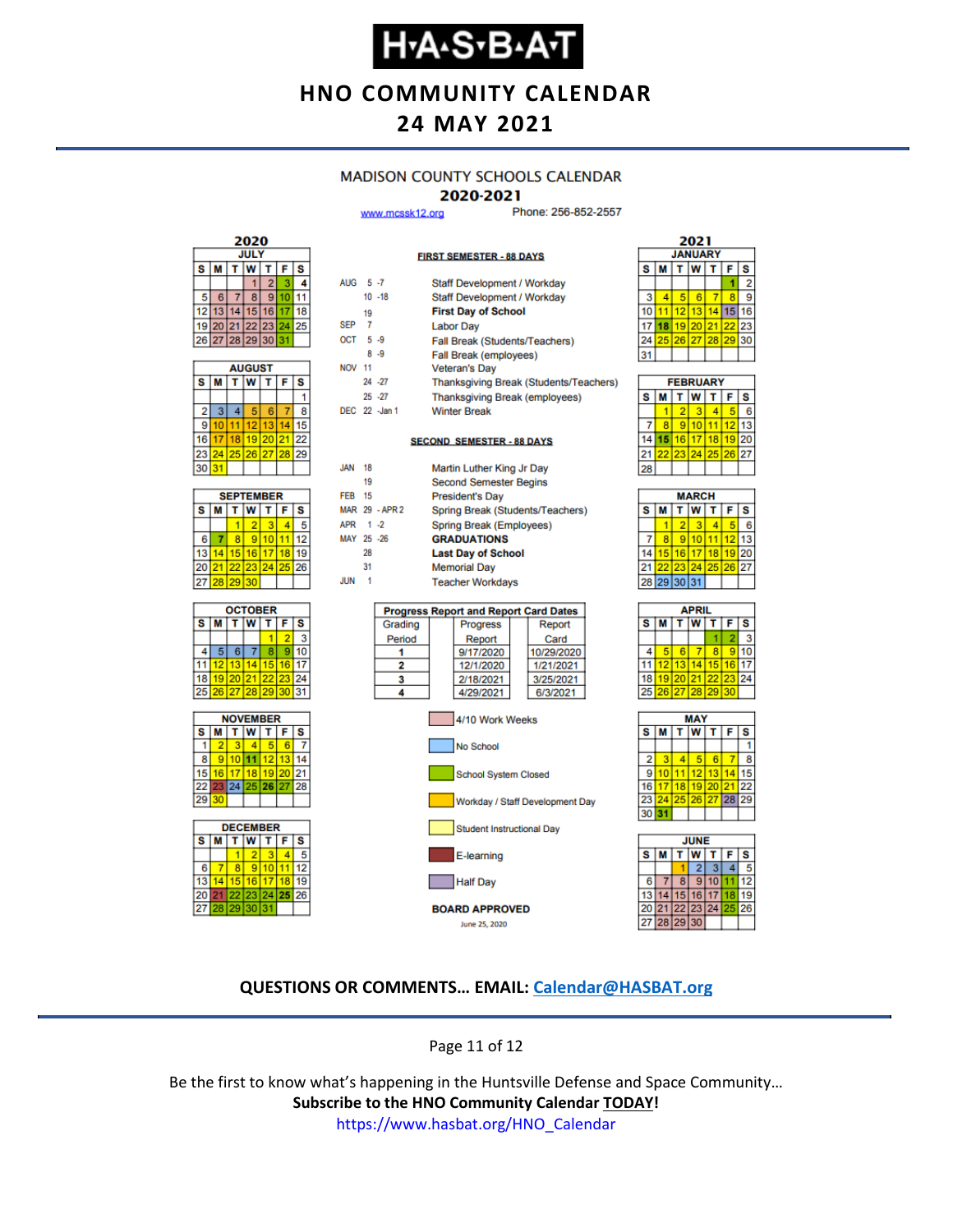# H·A·S·B·A·T

## HNO COMMUNITY CALENDAR

## 24 MAY 2021

### MADISON COUNTY SCHOOLS CALENDAR

**2020-2021**

www.mcssk12.org Phone: 256-852-2557

**FIRST SEMESTER - 88 DAYS**

| | | |
|---|---|---|
| AUG | 5 -7 | Staff Development / Workday |
| | 10 -18 | Staff Development / Workday |
| | 19 | **First Day of School** |
| SEP | 7 | Labor Day |
| OCT | 5 -9 | Fall Break (Students/Teachers) |
| | 8 -9 | Fall Break (employees) |
| NOV | 11 | Veteran's Day |
| | 24 -27 | Thanksgiving Break (Students/Teachers) |
| | 25 -27 | Thanksgiving Break (employees) |
| DEC | 22 -Jan 1 | Winter Break |

**SECOND SEMESTER - 88 DAYS**

| | | |
|---|---|---|
| JAN | 18 | Martin Luther King Jr Day |
| | 19 | Second Semester Begins |
| FEB | 15 | President's Day |
| MAR | 29 - APR 2 | Spring Break (Students/Teachers) |
| APR | 1 -2 | Spring Break (Employees) |
| MAY | 25 -26 | **GRADUATIONS** |
| | 28 | **Last Day of School** |
| | 31 | Memorial Day |
| JUN | 1 | Teacher Workdays |

**Progress Report and Report Card Dates**

| Grading Period | Progress Report | Report Card |
|---|---|---|
| 1 | 9/17/2020 | 10/29/2020 |
| 2 | 12/1/2020 | 1/21/2021 |
| 3 | 2/18/2021 | 3/25/2021 |
| 4 | 4/29/2021 | 6/3/2021 |

Legend:
- 4/10 Work Weeks
- No School
- School System Closed
- Workday / Staff Development Day
- Student Instructional Day
- E-learning
- Half Day

**BOARD APPROVED**

June 25, 2020

**2020**

JULY

| S | M | T | W | T | F | S |
|---|---|---|---|---|---|---|
| | | | 1 | 2 | 3 | 4 |
| 5 | 6 | 7 | 8 | 9 | 10 | 11 |
| 12 | 13 | 14 | 15 | 16 | 17 | 18 |
| 19 | 20 | 21 | 22 | 23 | 24 | 25 |
| 26 | 27 | 28 | 29 | 30 | 31 | |

AUGUST

| S | M | T | W | T | F | S |
|---|---|---|---|---|---|---|
| | | | | | | 1 |
| 2 | 3 | 4 | 5 | 6 | 7 | 8 |
| 9 | 10 | 11 | 12 | 13 | 14 | 15 |
| 16 | 17 | 18 | 19 | 20 | 21 | 22 |
| 23 | 24 | 25 | 26 | 27 | 28 | 29 |
| 30 | 31 | | | | | |

SEPTEMBER

| S | M | T | W | T | F | S |
|---|---|---|---|---|---|---|
| | | 1 | 2 | 3 | 4 | 5 |
| 6 | 7 | 8 | 9 | 10 | 11 | 12 |
| 13 | 14 | 15 | 16 | 17 | 18 | 19 |
| 20 | 21 | 22 | 23 | 24 | 25 | 26 |
| 27 | 28 | 29 | 30 | | | |

OCTOBER

| S | M | T | W | T | F | S |
|---|---|---|---|---|---|---|
| | | | | 1 | 2 | 3 |
| 4 | 5 | 6 | 7 | 8 | 9 | 10 |
| 11 | 12 | 13 | 14 | 15 | 16 | 17 |
| 18 | 19 | 20 | 21 | 22 | 23 | 24 |
| 25 | 26 | 27 | 28 | 29 | 30 | 31 |

NOVEMBER

| S | M | T | W | T | F | S |
|---|---|---|---|---|---|---|
| 1 | 2 | 3 | 4 | 5 | 6 | 7 |
| 8 | 9 | 10 | 11 | 12 | 13 | 14 |
| 15 | 16 | 17 | 18 | 19 | 20 | 21 |
| 22 | 23 | 24 | 25 | 26 | 27 | 28 |
| 29 | 30 | | | | | |

DECEMBER

| S | M | T | W | T | F | S |
|---|---|---|---|---|---|---|
| | | 1 | 2 | 3 | 4 | 5 |
| 6 | 7 | 8 | 9 | 10 | 11 | 12 |
| 13 | 14 | 15 | 16 | 17 | 18 | 19 |
| 20 | 21 | 22 | 23 | 24 | 25 | 26 |
| 27 | 28 | 29 | 30 | 31 | | |

**2021**

JANUARY

| S | M | T | W | T | F | S |
|---|---|---|---|---|---|---|
| | | | | | 1 | 2 |
| 3 | 4 | 5 | 6 | 7 | 8 | 9 |
| 10 | 11 | 12 | 13 | 14 | 15 | 16 |
| 17 | 18 | 19 | 20 | 21 | 22 | 23 |
| 24 | 25 | 26 | 27 | 28 | 29 | 30 |
| 31 | | | | | | |

FEBRUARY

| S | M | T | W | T | F | S |
|---|---|---|---|---|---|---|
| | 1 | 2 | 3 | 4 | 5 | 6 |
| 7 | 8 | 9 | 10 | 11 | 12 | 13 |
| 14 | 15 | 16 | 17 | 18 | 19 | 20 |
| 21 | 22 | 23 | 24 | 25 | 26 | 27 |
| 28 | | | | | | |

MARCH

| S | M | T | W | T | F | S |
|---|---|---|---|---|---|---|
| | 1 | 2 | 3 | 4 | 5 | 6 |
| 7 | 8 | 9 | 10 | 11 | 12 | 13 |
| 14 | 15 | 16 | 17 | 18 | 19 | 20 |
| 21 | 22 | 23 | 24 | 25 | 26 | 27 |
| 28 | 29 | 30 | 31 | | | |

APRIL

| S | M | T | W | T | F | S |
|---|---|---|---|---|---|---|
| | | | | 1 | 2 | 3 |
| 4 | 5 | 6 | 7 | 8 | 9 | 10 |
| 11 | 12 | 13 | 14 | 15 | 16 | 17 |
| 18 | 19 | 20 | 21 | 22 | 23 | 24 |
| 25 | 26 | 27 | 28 | 29 | 30 | |

MAY

| S | M | T | W | T | F | S |
|---|---|---|---|---|---|---|
| | | | | | | 1 |
| 2 | 3 | 4 | 5 | 6 | 7 | 8 |
| 9 | 10 | 11 | 12 | 13 | 14 | 15 |
| 16 | 17 | 18 | 19 | 20 | 21 | 22 |
| 23 | 24 | 25 | 26 | 27 | 28 | 29 |
| 30 | 31 | | | | | |

JUNE

| S | M | T | W | T | F | S |
|---|---|---|---|---|---|---|
| | | 1 | 2 | 3 | 4 | 5 |
| 6 | 7 | 8 | 9 | 10 | 11 | 12 |
| 13 | 14 | 15 | 16 | 17 | 18 | 19 |
| 20 | 21 | 22 | 23 | 24 | 25 | 26 |
| 27 | 28 | 29 | 30 | | | |

**QUESTIONS OR COMMENTS… EMAIL: Calendar@HASBAT.org**

Be the first to know what's happening in the Huntsville Defense and Space Community…

**Subscribe to the HNO Community Calendar TODAY!**

https://www.hasbat.org/HNO_Calendar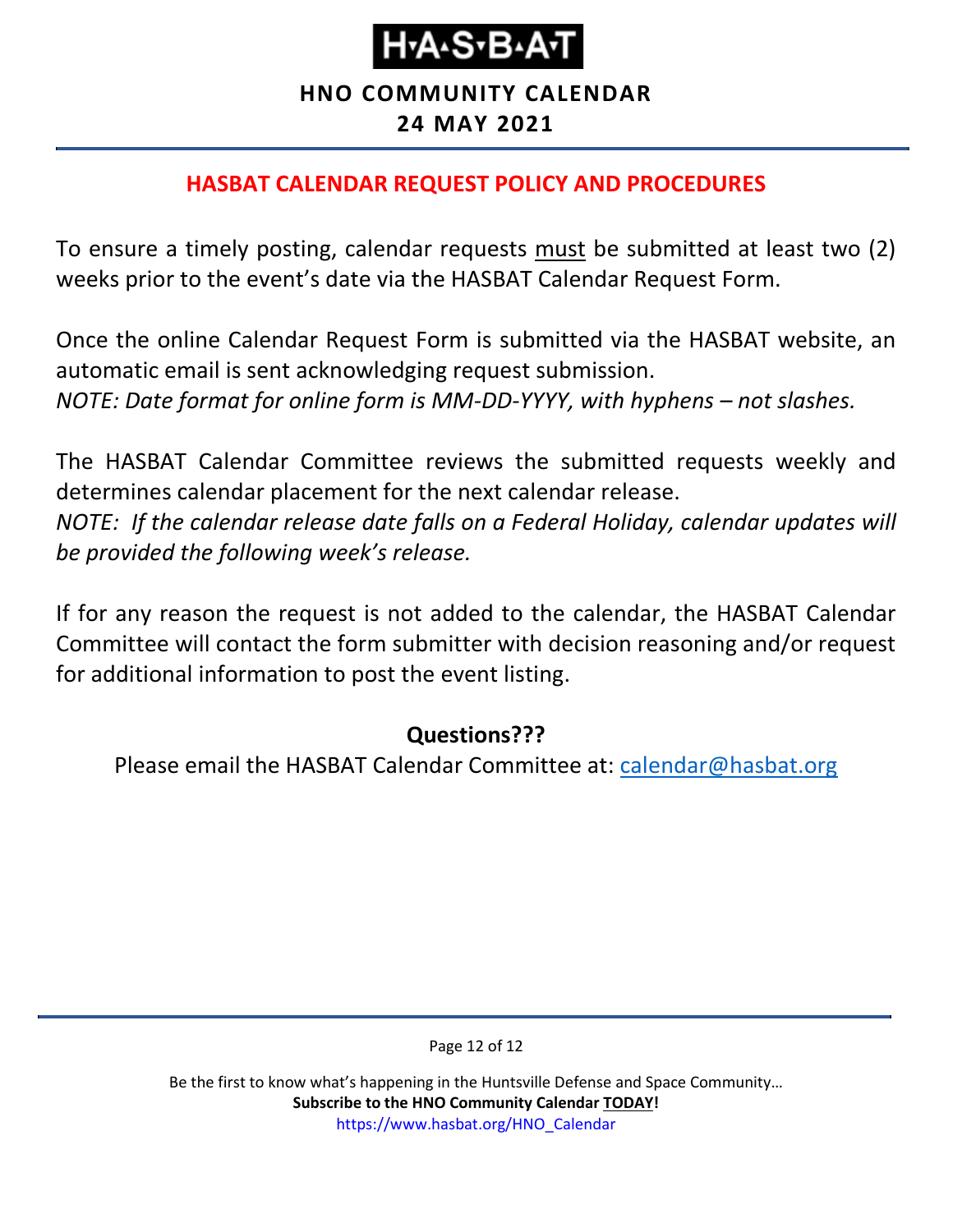## HASBAT CALENDAR REQUEST POLICY AND PROCEDURES

To ensure a timely posting, calendar requests must be submitted at least two (2) weeks prior to the event's date via the HASBAT Calendar Request Form.

Once the online Calendar Request Form is submitted via the HASBAT website, an automatic email is sent acknowledging request submission.
*NOTE: Date format for online form is MM-DD-YYYY, with hyphens – not slashes.*

The HASBAT Calendar Committee reviews the submitted requests weekly and determines calendar placement for the next calendar release.
*NOTE: If the calendar release date falls on a Federal Holiday, calendar updates will be provided the following week's release.*

If for any reason the request is not added to the calendar, the HASBAT Calendar Committee will contact the form submitter with decision reasoning and/or request for additional information to post the event listing.

**Questions???**

Please email the HASBAT Calendar Committee at: calendar@hasbat.org